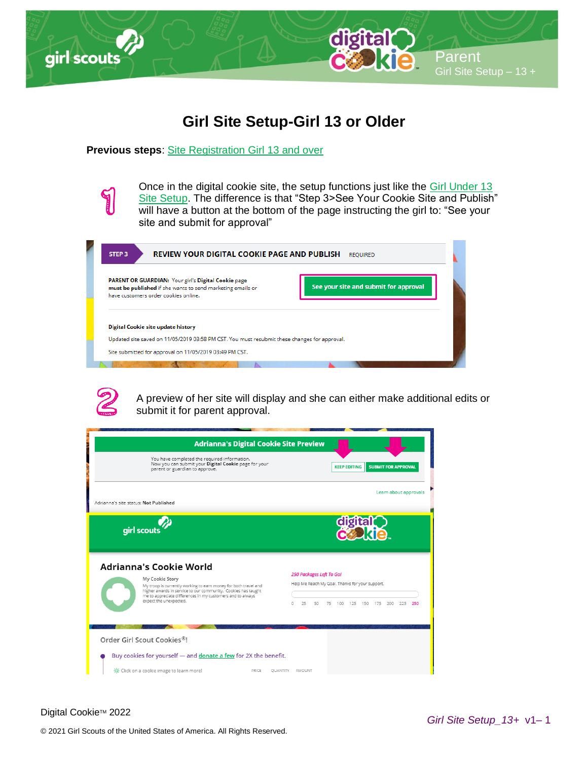# Girl Site Setup-Girl 13 or Older

**Previous steps**: Site Registration Girl 13 and over

1. Once in the digital cookie site, the setup functions just like the Girl Under 13 Site Setup. The difference is that "Step 3>See Your Cookie Site and Publish" will have a button at the bottom of the page instructing the girl to: "See your site and submit for approval"

2. A preview of her site will display and she can either make additional edits or submit it for parent approval.

Digital Cookie™ 2022

© 2021 Girl Scouts of the United States of America. All Rights Reserved.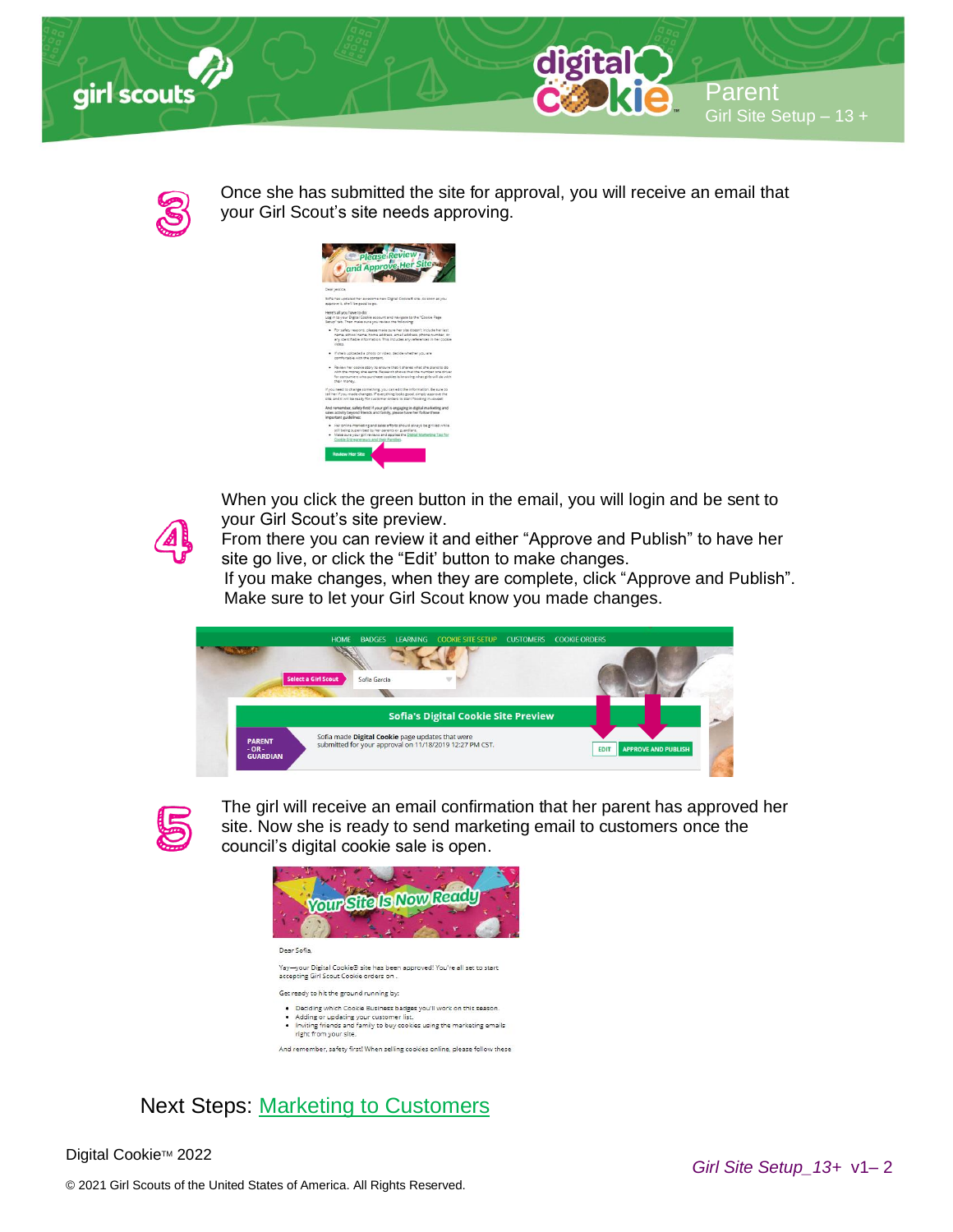3. Once she has submitted the site for approval, you will receive an email that your Girl Scout's site needs approving.

4. When you click the green button in the email, you will login and be sent to your Girl Scout's site preview.
From there you can review it and either "Approve and Publish" to have her site go live, or click the "Edit' button to make changes.
If you make changes, when they are complete, click "Approve and Publish".
Make sure to let your Girl Scout know you made changes.

5. The girl will receive an email confirmation that her parent has approved her site. Now she is ready to send marketing email to customers once the council's digital cookie sale is open.

Next Steps: [Marketing to Customers]()

Digital Cookie™ 2022

© 2021 Girl Scouts of the United States of America. All Rights Reserved.